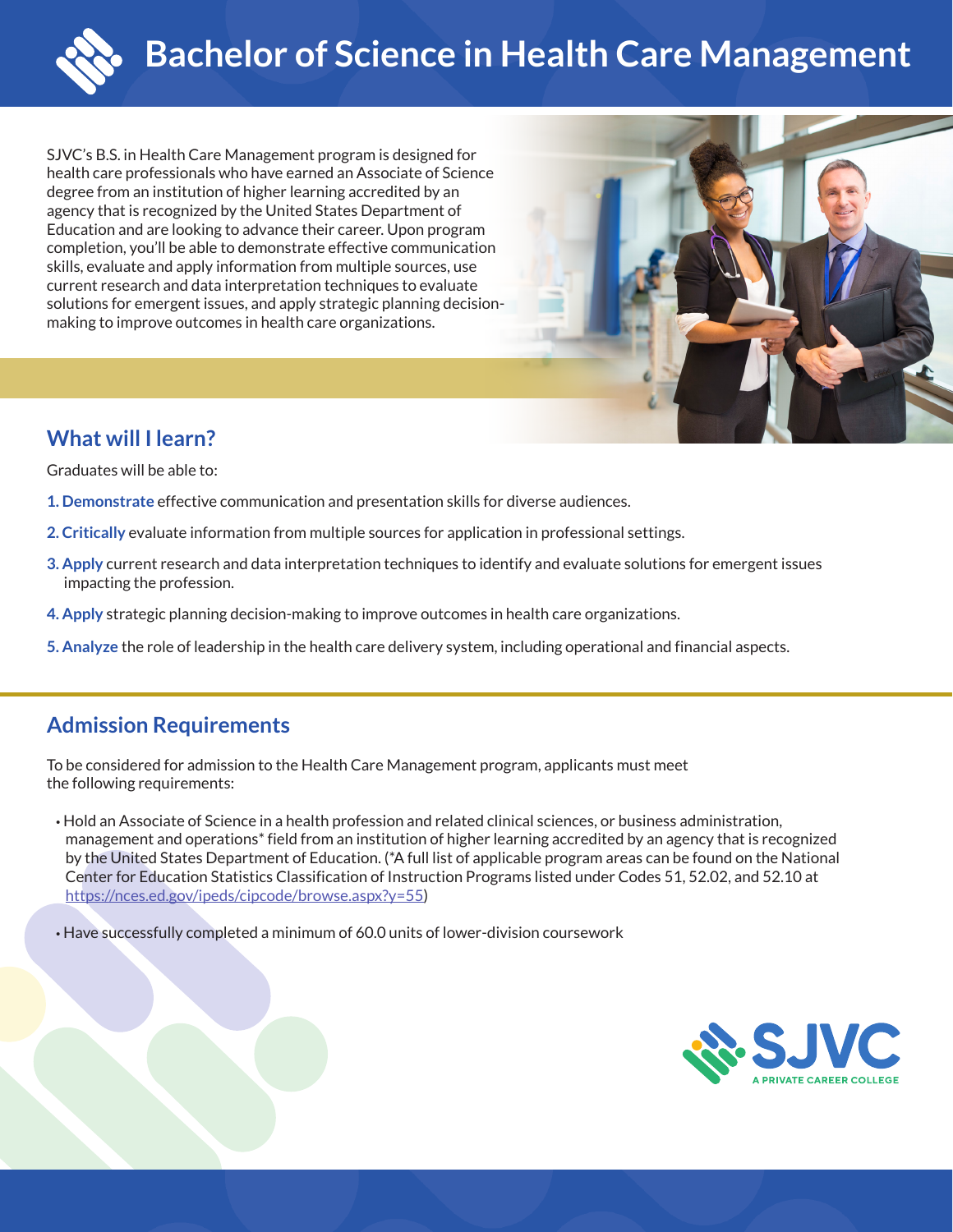# Bachelor of Science in Health Care Management

SJVC's B.S. in Health Care Management program is designed for health care professionals who have earned an Associate of Science degree from an institution of higher learning accredited by an agency that is recognized by the United States Department of Education and are looking to advance their career. Upon program completion, you'll be able to demonstrate effective communication skills, evaluate and apply information from multiple sources, use current research and data interpretation techniques to evaluate solutions for emergent issues, and apply strategic planning decision-making to improve outcomes in health care organizations.

## What will I learn?

Graduates will be able to:

1. **Demonstrate** effective communication and presentation skills for diverse audiences.
2. **Critically** evaluate information from multiple sources for application in professional settings.
3. **Apply** current research and data interpretation techniques to identify and evaluate solutions for emergent issues impacting the profession.
4. **Apply** strategic planning decision-making to improve outcomes in health care organizations.
5. **Analyze** the role of leadership in the health care delivery system, including operational and financial aspects.

## Admission Requirements

To be considered for admission to the Health Care Management program, applicants must meet the following requirements:

- Hold an Associate of Science in a health profession and related clinical sciences, or business administration, management and operations* field from an institution of higher learning accredited by an agency that is recognized by the United States Department of Education. (*A full list of applicable program areas can be found on the National Center for Education Statistics Classification of Instruction Programs listed under Codes 51, 52.02, and 52.10 at https://nces.ed.gov/ipeds/cipcode/browse.aspx?y=55)
- Have successfully completed a minimum of 60.0 units of lower-division coursework

SJVC
A PRIVATE CAREER COLLEGE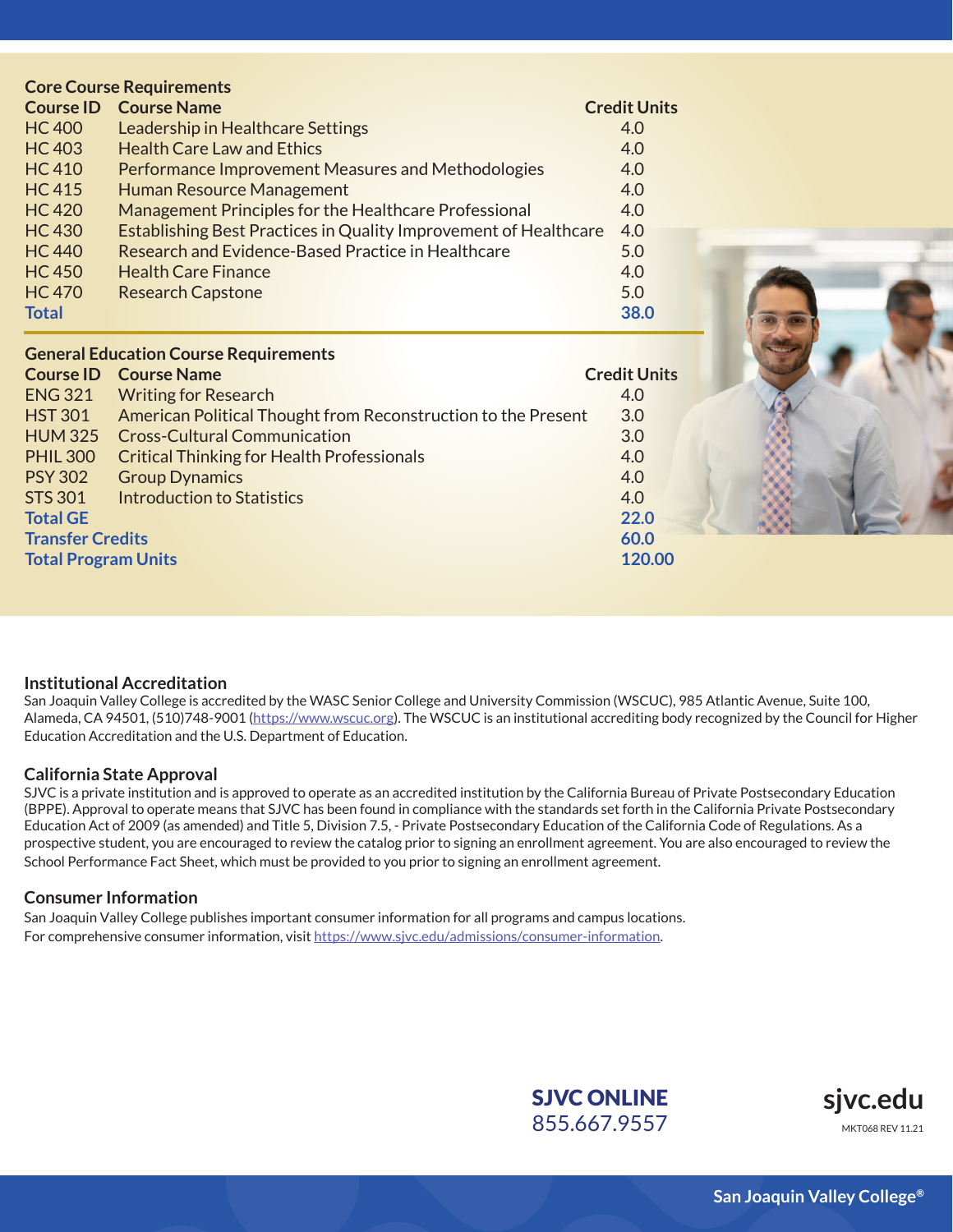## Core Course Requirements

| Course ID | Course Name | Credit Units |
|---|---|---|
| HC 400 | Leadership in Healthcare Settings | 4.0 |
| HC 403 | Health Care Law and Ethics | 4.0 |
| HC 410 | Performance Improvement Measures and Methodologies | 4.0 |
| HC 415 | Human Resource Management | 4.0 |
| HC 420 | Management Principles for the Healthcare Professional | 4.0 |
| HC 430 | Establishing Best Practices in Quality Improvement of Healthcare | 4.0 |
| HC 440 | Research and Evidence-Based Practice in Healthcare | 5.0 |
| HC 450 | Health Care Finance | 4.0 |
| HC 470 | Research Capstone | 5.0 |
| **Total** | | **38.0** |

## General Education Course Requirements

| Course ID | Course Name | Credit Units |
|---|---|---|
| ENG 321 | Writing for Research | 4.0 |
| HST 301 | American Political Thought from Reconstruction to the Present | 3.0 |
| HUM 325 | Cross-Cultural Communication | 3.0 |
| PHIL 300 | Critical Thinking for Health Professionals | 4.0 |
| PSY 302 | Group Dynamics | 4.0 |
| STS 301 | Introduction to Statistics | 4.0 |
| **Total GE** | | **22.0** |
| **Transfer Credits** | | **60.0** |
| **Total Program Units** | | **120.00** |

### Institutional Accreditation

San Joaquin Valley College is accredited by the WASC Senior College and University Commission (WSCUC), 985 Atlantic Avenue, Suite 100, Alameda, CA 94501, (510)748-9001 (https://www.wscuc.org). The WSCUC is an institutional accrediting body recognized by the Council for Higher Education Accreditation and the U.S. Department of Education.

### California State Approval

SJVC is a private institution and is approved to operate as an accredited institution by the California Bureau of Private Postsecondary Education (BPPE). Approval to operate means that SJVC has been found in compliance with the standards set forth in the California Private Postsecondary Education Act of 2009 (as amended) and Title 5, Division 7.5, - Private Postsecondary Education of the California Code of Regulations. As a prospective student, you are encouraged to review the catalog prior to signing an enrollment agreement. You are also encouraged to review the School Performance Fact Sheet, which must be provided to you prior to signing an enrollment agreement.

### Consumer Information

San Joaquin Valley College publishes important consumer information for all programs and campus locations.
For comprehensive consumer information, visit https://www.sjvc.edu/admissions/consumer-information.

**SJVC ONLINE**
855.667.9557

**sjvc.edu**

MKT068 REV 11.21

**San Joaquin Valley College®**